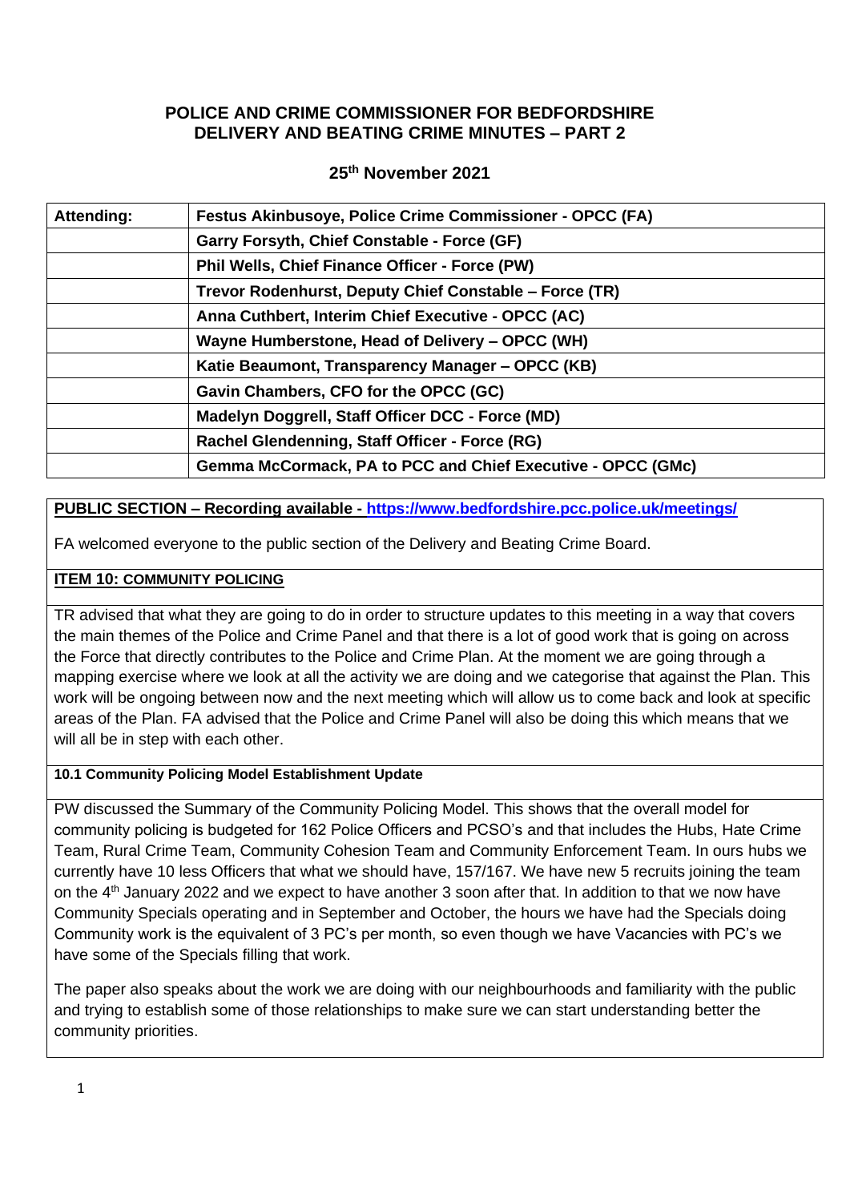# POLICE AND CRIME COMMISSIONER FOR BEDFORDSHIRE
# DELIVERY AND BEATING CRIME MINUTES – PART 2

## 25th November 2021

| Attending: | Festus Akinbusoye, Police Crime Commissioner - OPCC (FA) |
|---|---|
| | Garry Forsyth, Chief Constable - Force (GF) |
| | Phil Wells, Chief Finance Officer - Force (PW) |
| | Trevor Rodenhurst, Deputy Chief Constable – Force (TR) |
| | Anna Cuthbert, Interim Chief Executive - OPCC (AC) |
| | Wayne Humberstone, Head of Delivery – OPCC (WH) |
| | Katie Beaumont, Transparency Manager – OPCC (KB) |
| | Gavin Chambers, CFO for the OPCC (GC) |
| | Madelyn Doggrell, Staff Officer DCC - Force (MD) |
| | Rachel Glendenning, Staff Officer - Force (RG) |
| | Gemma McCormack, PA to PCC and Chief Executive - OPCC (GMc) |

**PUBLIC SECTION – Recording available - https://www.bedfordshire.pcc.police.uk/meetings/**

FA welcomed everyone to the public section of the Delivery and Beating Crime Board.

**ITEM 10: COMMUNITY POLICING**

TR advised that what they are going to do in order to structure updates to this meeting in a way that covers the main themes of the Police and Crime Panel and that there is a lot of good work that is going on across the Force that directly contributes to the Police and Crime Plan. At the moment we are going through a mapping exercise where we look at all the activity we are doing and we categorise that against the Plan. This work will be ongoing between now and the next meeting which will allow us to come back and look at specific areas of the Plan. FA advised that the Police and Crime Panel will also be doing this which means that we will all be in step with each other.

**10.1 Community Policing Model Establishment Update**

PW discussed the Summary of the Community Policing Model. This shows that the overall model for community policing is budgeted for 162 Police Officers and PCSO's and that includes the Hubs, Hate Crime Team, Rural Crime Team, Community Cohesion Team and Community Enforcement Team. In ours hubs we currently have 10 less Officers that what we should have, 157/167. We have new 5 recruits joining the team on the 4th January 2022 and we expect to have another 3 soon after that. In addition to that we now have Community Specials operating and in September and October, the hours we have had the Specials doing Community work is the equivalent of 3 PC's per month, so even though we have Vacancies with PC's we have some of the Specials filling that work.

The paper also speaks about the work we are doing with our neighbourhoods and familiarity with the public and trying to establish some of those relationships to make sure we can start understanding better the community priorities.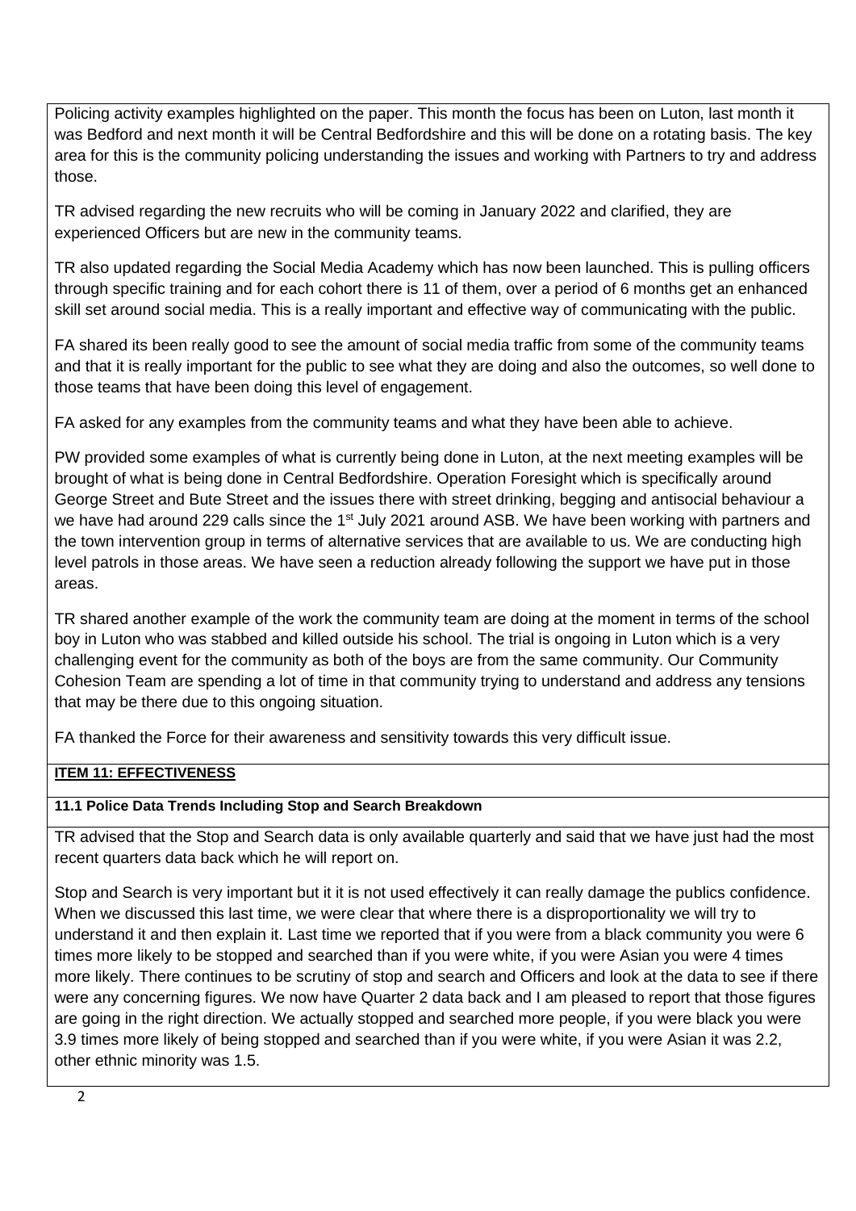Policing activity examples highlighted on the paper. This month the focus has been on Luton, last month it was Bedford and next month it will be Central Bedfordshire and this will be done on a rotating basis. The key area for this is the community policing understanding the issues and working with Partners to try and address those.

TR advised regarding the new recruits who will be coming in January 2022 and clarified, they are experienced Officers but are new in the community teams.

TR also updated regarding the Social Media Academy which has now been launched. This is pulling officers through specific training and for each cohort there is 11 of them, over a period of 6 months get an enhanced skill set around social media. This is a really important and effective way of communicating with the public.

FA shared its been really good to see the amount of social media traffic from some of the community teams and that it is really important for the public to see what they are doing and also the outcomes, so well done to those teams that have been doing this level of engagement.

FA asked for any examples from the community teams and what they have been able to achieve.

PW provided some examples of what is currently being done in Luton, at the next meeting examples will be brought of what is being done in Central Bedfordshire. Operation Foresight which is specifically around George Street and Bute Street and the issues there with street drinking, begging and antisocial behaviour a we have had around 229 calls since the 1st July 2021 around ASB. We have been working with partners and the town intervention group in terms of alternative services that are available to us. We are conducting high level patrols in those areas. We have seen a reduction already following the support we have put in those areas.

TR shared another example of the work the community team are doing at the moment in terms of the school boy in Luton who was stabbed and killed outside his school. The trial is ongoing in Luton which is a very challenging event for the community as both of the boys are from the same community. Our Community Cohesion Team are spending a lot of time in that community trying to understand and address any tensions that may be there due to this ongoing situation.

FA thanked the Force for their awareness and sensitivity towards this very difficult issue.

## ITEM 11: EFFECTIVENESS

### 11.1 Police Data Trends Including Stop and Search Breakdown

TR advised that the Stop and Search data is only available quarterly and said that we have just had the most recent quarters data back which he will report on.

Stop and Search is very important but it it is not used effectively it can really damage the publics confidence. When we discussed this last time, we were clear that where there is a disproportionality we will try to understand it and then explain it. Last time we reported that if you were from a black community you were 6 times more likely to be stopped and searched than if you were white, if you were Asian you were 4 times more likely. There continues to be scrutiny of stop and search and Officers and look at the data to see if there were any concerning figures. We now have Quarter 2 data back and I am pleased to report that those figures are going in the right direction. We actually stopped and searched more people, if you were black you were 3.9 times more likely of being stopped and searched than if you were white, if you were Asian it was 2.2, other ethnic minority was 1.5.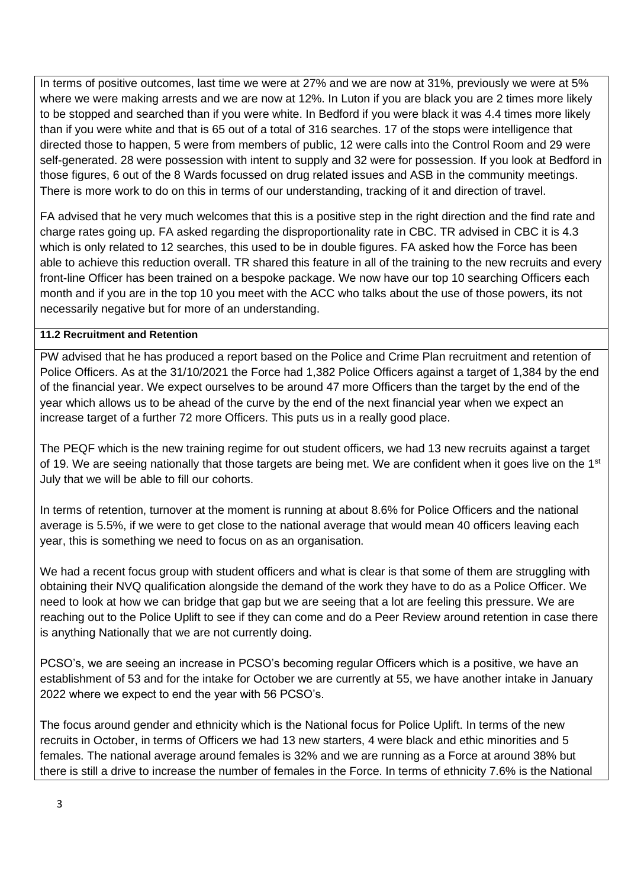In terms of positive outcomes, last time we were at 27% and we are now at 31%, previously we were at 5% where we were making arrests and we are now at 12%. In Luton if you are black you are 2 times more likely to be stopped and searched than if you were white. In Bedford if you were black it was 4.4 times more likely than if you were white and that is 65 out of a total of 316 searches. 17 of the stops were intelligence that directed those to happen, 5 were from members of public, 12 were calls into the Control Room and 29 were self-generated. 28 were possession with intent to supply and 32 were for possession. If you look at Bedford in those figures, 6 out of the 8 Wards focussed on drug related issues and ASB in the community meetings. There is more work to do on this in terms of our understanding, tracking of it and direction of travel.

FA advised that he very much welcomes that this is a positive step in the right direction and the find rate and charge rates going up. FA asked regarding the disproportionality rate in CBC. TR advised in CBC it is 4.3 which is only related to 12 searches, this used to be in double figures. FA asked how the Force has been able to achieve this reduction overall. TR shared this feature in all of the training to the new recruits and every front-line Officer has been trained on a bespoke package. We now have our top 10 searching Officers each month and if you are in the top 10 you meet with the ACC who talks about the use of those powers, its not necessarily negative but for more of an understanding.

**11.2 Recruitment and Retention**

PW advised that he has produced a report based on the Police and Crime Plan recruitment and retention of Police Officers. As at the 31/10/2021 the Force had 1,382 Police Officers against a target of 1,384 by the end of the financial year. We expect ourselves to be around 47 more Officers than the target by the end of the year which allows us to be ahead of the curve by the end of the next financial year when we expect an increase target of a further 72 more Officers. This puts us in a really good place.

The PEQF which is the new training regime for out student officers, we had 13 new recruits against a target of 19. We are seeing nationally that those targets are being met. We are confident when it goes live on the 1st July that we will be able to fill our cohorts.

In terms of retention, turnover at the moment is running at about 8.6% for Police Officers and the national average is 5.5%, if we were to get close to the national average that would mean 40 officers leaving each year, this is something we need to focus on as an organisation.

We had a recent focus group with student officers and what is clear is that some of them are struggling with obtaining their NVQ qualification alongside the demand of the work they have to do as a Police Officer. We need to look at how we can bridge that gap but we are seeing that a lot are feeling this pressure. We are reaching out to the Police Uplift to see if they can come and do a Peer Review around retention in case there is anything Nationally that we are not currently doing.

PCSO's, we are seeing an increase in PCSO's becoming regular Officers which is a positive, we have an establishment of 53 and for the intake for October we are currently at 55, we have another intake in January 2022 where we expect to end the year with 56 PCSO's.

The focus around gender and ethnicity which is the National focus for Police Uplift. In terms of the new recruits in October, in terms of Officers we had 13 new starters, 4 were black and ethic minorities and 5 females. The national average around females is 32% and we are running as a Force at around 38% but there is still a drive to increase the number of females in the Force. In terms of ethnicity 7.6% is the National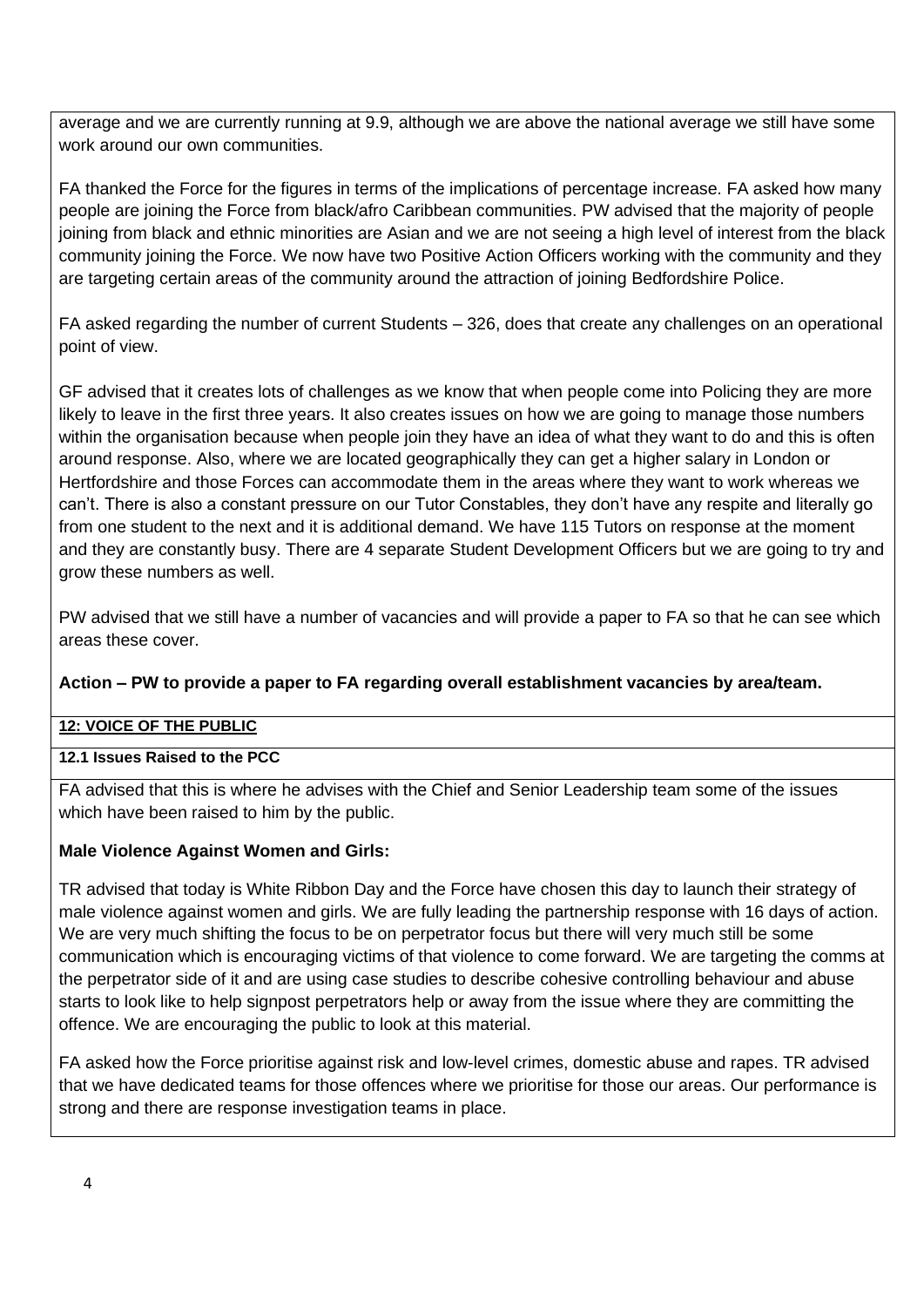average and we are currently running at 9.9, although we are above the national average we still have some work around our own communities.

FA thanked the Force for the figures in terms of the implications of percentage increase. FA asked how many people are joining the Force from black/afro Caribbean communities. PW advised that the majority of people joining from black and ethnic minorities are Asian and we are not seeing a high level of interest from the black community joining the Force. We now have two Positive Action Officers working with the community and they are targeting certain areas of the community around the attraction of joining Bedfordshire Police.

FA asked regarding the number of current Students – 326, does that create any challenges on an operational point of view.

GF advised that it creates lots of challenges as we know that when people come into Policing they are more likely to leave in the first three years. It also creates issues on how we are going to manage those numbers within the organisation because when people join they have an idea of what they want to do and this is often around response. Also, where we are located geographically they can get a higher salary in London or Hertfordshire and those Forces can accommodate them in the areas where they want to work whereas we can't. There is also a constant pressure on our Tutor Constables, they don't have any respite and literally go from one student to the next and it is additional demand. We have 115 Tutors on response at the moment and they are constantly busy. There are 4 separate Student Development Officers but we are going to try and grow these numbers as well.

PW advised that we still have a number of vacancies and will provide a paper to FA so that he can see which areas these cover.

**Action – PW to provide a paper to FA regarding overall establishment vacancies by area/team.**

**12: VOICE OF THE PUBLIC**

**12.1 Issues Raised to the PCC**

FA advised that this is where he advises with the Chief and Senior Leadership team some of the issues which have been raised to him by the public.

**Male Violence Against Women and Girls:**

TR advised that today is White Ribbon Day and the Force have chosen this day to launch their strategy of male violence against women and girls. We are fully leading the partnership response with 16 days of action. We are very much shifting the focus to be on perpetrator focus but there will very much still be some communication which is encouraging victims of that violence to come forward. We are targeting the comms at the perpetrator side of it and are using case studies to describe cohesive controlling behaviour and abuse starts to look like to help signpost perpetrators help or away from the issue where they are committing the offence. We are encouraging the public to look at this material.

FA asked how the Force prioritise against risk and low-level crimes, domestic abuse and rapes. TR advised that we have dedicated teams for those offences where we prioritise for those our areas. Our performance is strong and there are response investigation teams in place.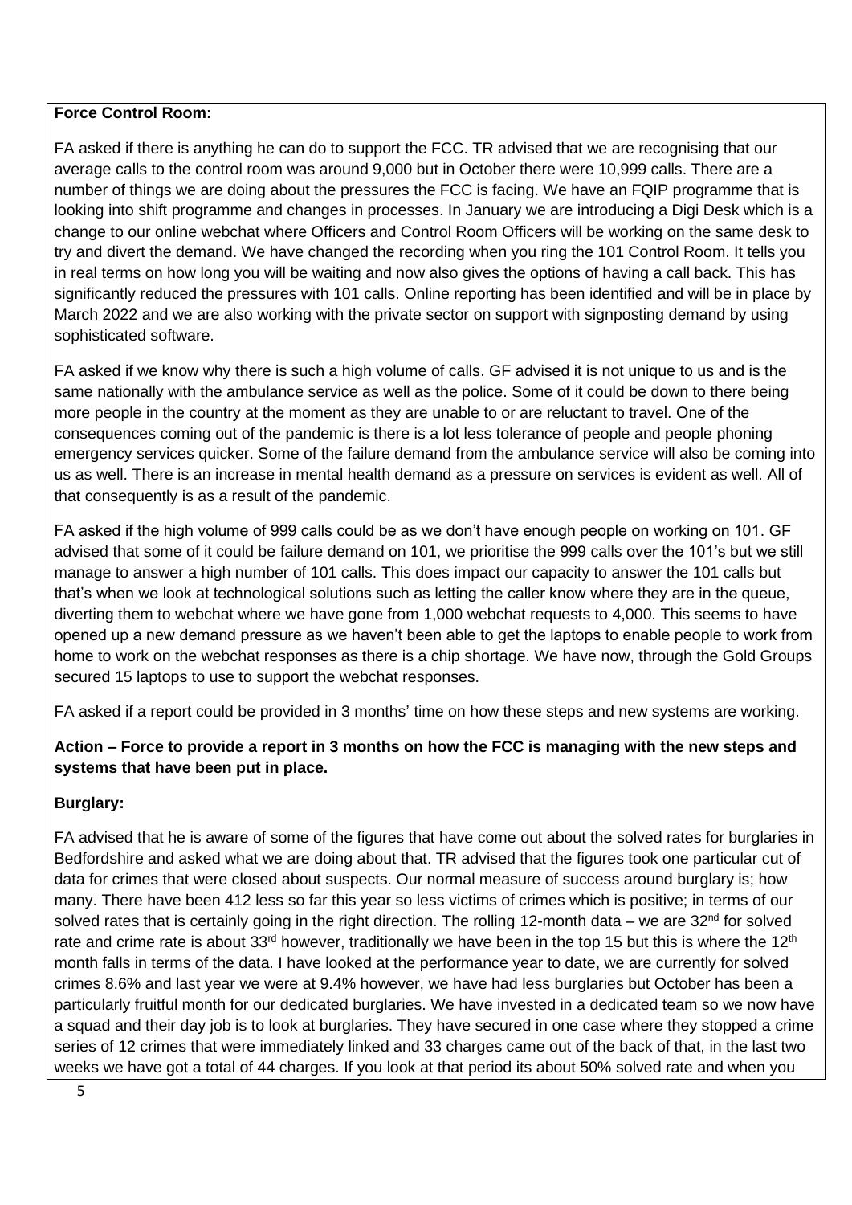**Force Control Room:**

FA asked if there is anything he can do to support the FCC. TR advised that we are recognising that our average calls to the control room was around 9,000 but in October there were 10,999 calls. There are a number of things we are doing about the pressures the FCC is facing. We have an FQIP programme that is looking into shift programme and changes in processes. In January we are introducing a Digi Desk which is a change to our online webchat where Officers and Control Room Officers will be working on the same desk to try and divert the demand. We have changed the recording when you ring the 101 Control Room. It tells you in real terms on how long you will be waiting and now also gives the options of having a call back. This has significantly reduced the pressures with 101 calls. Online reporting has been identified and will be in place by March 2022 and we are also working with the private sector on support with signposting demand by using sophisticated software.

FA asked if we know why there is such a high volume of calls. GF advised it is not unique to us and is the same nationally with the ambulance service as well as the police. Some of it could be down to there being more people in the country at the moment as they are unable to or are reluctant to travel. One of the consequences coming out of the pandemic is there is a lot less tolerance of people and people phoning emergency services quicker. Some of the failure demand from the ambulance service will also be coming into us as well. There is an increase in mental health demand as a pressure on services is evident as well. All of that consequently is as a result of the pandemic.

FA asked if the high volume of 999 calls could be as we don't have enough people on working on 101. GF advised that some of it could be failure demand on 101, we prioritise the 999 calls over the 101's but we still manage to answer a high number of 101 calls. This does impact our capacity to answer the 101 calls but that's when we look at technological solutions such as letting the caller know where they are in the queue, diverting them to webchat where we have gone from 1,000 webchat requests to 4,000. This seems to have opened up a new demand pressure as we haven't been able to get the laptops to enable people to work from home to work on the webchat responses as there is a chip shortage. We have now, through the Gold Groups secured 15 laptops to use to support the webchat responses.

FA asked if a report could be provided in 3 months' time on how these steps and new systems are working.

**Action – Force to provide a report in 3 months on how the FCC is managing with the new steps and systems that have been put in place.**

**Burglary:**

FA advised that he is aware of some of the figures that have come out about the solved rates for burglaries in Bedfordshire and asked what we are doing about that. TR advised that the figures took one particular cut of data for crimes that were closed about suspects. Our normal measure of success around burglary is; how many. There have been 412 less so far this year so less victims of crimes which is positive; in terms of our solved rates that is certainly going in the right direction. The rolling 12-month data – we are 32nd for solved rate and crime rate is about 33rd however, traditionally we have been in the top 15 but this is where the 12th month falls in terms of the data. I have looked at the performance year to date, we are currently for solved crimes 8.6% and last year we were at 9.4% however, we have had less burglaries but October has been a particularly fruitful month for our dedicated burglaries. We have invested in a dedicated team so we now have a squad and their day job is to look at burglaries. They have secured in one case where they stopped a crime series of 12 crimes that were immediately linked and 33 charges came out of the back of that, in the last two weeks we have got a total of 44 charges. If you look at that period its about 50% solved rate and when you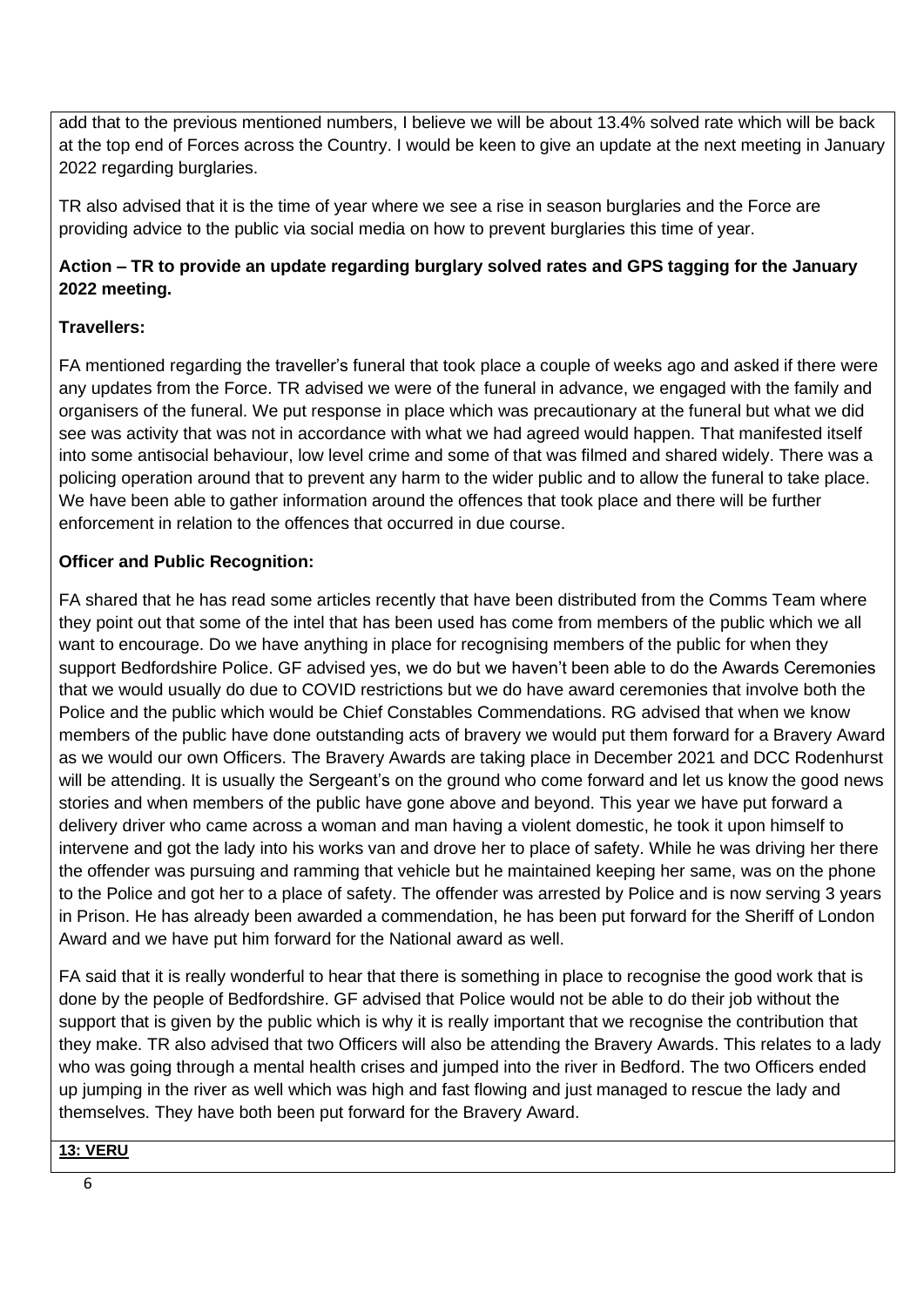add that to the previous mentioned numbers, I believe we will be about 13.4% solved rate which will be back at the top end of Forces across the Country. I would be keen to give an update at the next meeting in January 2022 regarding burglaries.

TR also advised that it is the time of year where we see a rise in season burglaries and the Force are providing advice to the public via social media on how to prevent burglaries this time of year.

**Action – TR to provide an update regarding burglary solved rates and GPS tagging for the January 2022 meeting.**

**Travellers:**

FA mentioned regarding the traveller's funeral that took place a couple of weeks ago and asked if there were any updates from the Force. TR advised we were of the funeral in advance, we engaged with the family and organisers of the funeral. We put response in place which was precautionary at the funeral but what we did see was activity that was not in accordance with what we had agreed would happen. That manifested itself into some antisocial behaviour, low level crime and some of that was filmed and shared widely. There was a policing operation around that to prevent any harm to the wider public and to allow the funeral to take place. We have been able to gather information around the offences that took place and there will be further enforcement in relation to the offences that occurred in due course.

**Officer and Public Recognition:**

FA shared that he has read some articles recently that have been distributed from the Comms Team where they point out that some of the intel that has been used has come from members of the public which we all want to encourage. Do we have anything in place for recognising members of the public for when they support Bedfordshire Police. GF advised yes, we do but we haven't been able to do the Awards Ceremonies that we would usually do due to COVID restrictions but we do have award ceremonies that involve both the Police and the public which would be Chief Constables Commendations. RG advised that when we know members of the public have done outstanding acts of bravery we would put them forward for a Bravery Award as we would our own Officers. The Bravery Awards are taking place in December 2021 and DCC Rodenhurst will be attending. It is usually the Sergeant's on the ground who come forward and let us know the good news stories and when members of the public have gone above and beyond. This year we have put forward a delivery driver who came across a woman and man having a violent domestic, he took it upon himself to intervene and got the lady into his works van and drove her to place of safety. While he was driving her there the offender was pursuing and ramming that vehicle but he maintained keeping her same, was on the phone to the Police and got her to a place of safety. The offender was arrested by Police and is now serving 3 years in Prison. He has already been awarded a commendation, he has been put forward for the Sheriff of London Award and we have put him forward for the National award as well.

FA said that it is really wonderful to hear that there is something in place to recognise the good work that is done by the people of Bedfordshire. GF advised that Police would not be able to do their job without the support that is given by the public which is why it is really important that we recognise the contribution that they make. TR also advised that two Officers will also be attending the Bravery Awards. This relates to a lady who was going through a mental health crises and jumped into the river in Bedford. The two Officers ended up jumping in the river as well which was high and fast flowing and just managed to rescue the lady and themselves. They have both been put forward for the Bravery Award.

**13: VERU**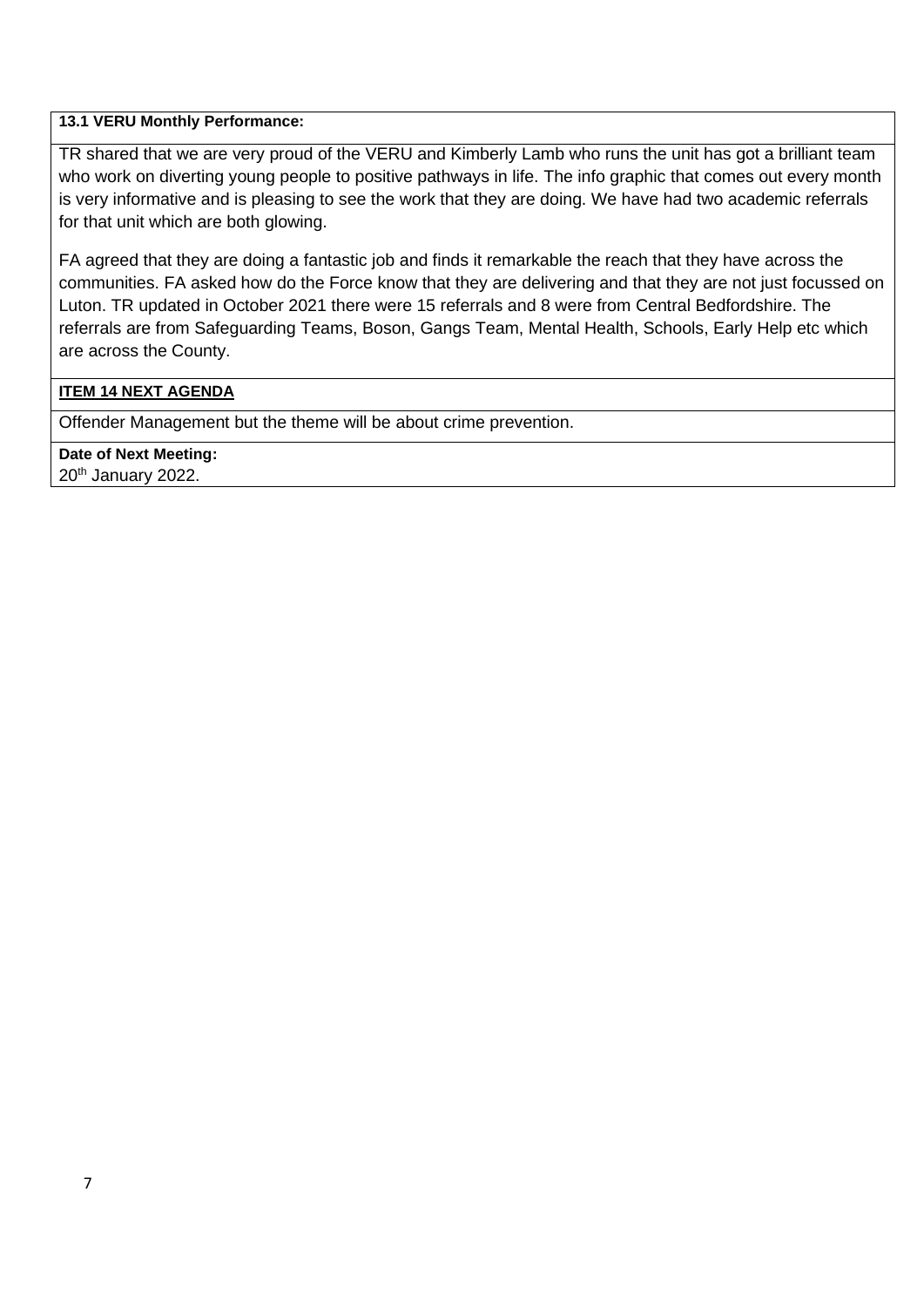**13.1 VERU Monthly Performance:**

TR shared that we are very proud of the VERU and Kimberly Lamb who runs the unit has got a brilliant team who work on diverting young people to positive pathways in life. The info graphic that comes out every month is very informative and is pleasing to see the work that they are doing. We have had two academic referrals for that unit which are both glowing.

FA agreed that they are doing a fantastic job and finds it remarkable the reach that they have across the communities. FA asked how do the Force know that they are delivering and that they are not just focussed on Luton. TR updated in October 2021 there were 15 referrals and 8 were from Central Bedfordshire. The referrals are from Safeguarding Teams, Boson, Gangs Team, Mental Health, Schools, Early Help etc which are across the County.

**ITEM 14 NEXT AGENDA**

Offender Management but the theme will be about crime prevention.

**Date of Next Meeting:**

20th January 2022.